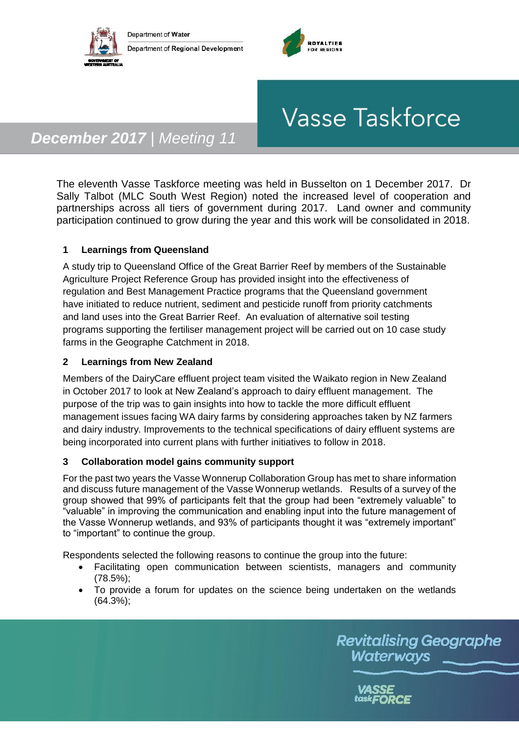Department of Water

Department of Regional Development

ROYALTIES FOR REGIONS

# Vasse Taskforce

***December 2017** | Meeting 11*

The eleventh Vasse Taskforce meeting was held in Busselton on 1 December 2017. Dr Sally Talbot (MLC South West Region) noted the increased level of cooperation and partnerships across all tiers of government during 2017. Land owner and community participation continued to grow during the year and this work will be consolidated in 2018.

## 1 Learnings from Queensland

A study trip to Queensland Office of the Great Barrier Reef by members of the Sustainable Agriculture Project Reference Group has provided insight into the effectiveness of regulation and Best Management Practice programs that the Queensland government have initiated to reduce nutrient, sediment and pesticide runoff from priority catchments and land uses into the Great Barrier Reef. An evaluation of alternative soil testing programs supporting the fertiliser management project will be carried out on 10 case study farms in the Geographe Catchment in 2018.

## 2 Learnings from New Zealand

Members of the DairyCare effluent project team visited the Waikato region in New Zealand in October 2017 to look at New Zealand's approach to dairy effluent management. The purpose of the trip was to gain insights into how to tackle the more difficult effluent management issues facing WA dairy farms by considering approaches taken by NZ farmers and dairy industry. Improvements to the technical specifications of dairy effluent systems are being incorporated into current plans with further initiatives to follow in 2018.

## 3 Collaboration model gains community support

For the past two years the Vasse Wonnerup Collaboration Group has met to share information and discuss future management of the Vasse Wonnerup wetlands. Results of a survey of the group showed that 99% of participants felt that the group had been "extremely valuable" to "valuable" in improving the communication and enabling input into the future management of the Vasse Wonnerup wetlands, and 93% of participants thought it was "extremely important" to "important" to continue the group.

Respondents selected the following reasons to continue the group into the future:

- Facilitating open communication between scientists, managers and community (78.5%);
- To provide a forum for updates on the science being undertaken on the wetlands (64.3%);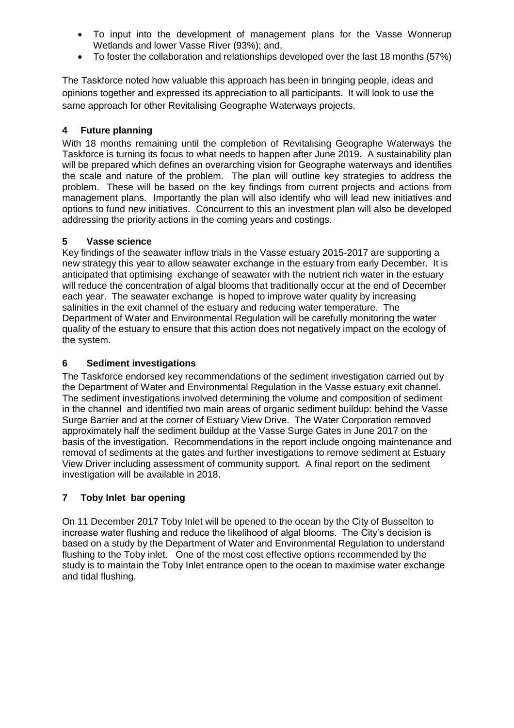- To input into the development of management plans for the Vasse Wonnerup Wetlands and lower Vasse River (93%); and,
- To foster the collaboration and relationships developed over the last 18 months (57%)

The Taskforce noted how valuable this approach has been in bringing people, ideas and opinions together and expressed its appreciation to all participants. It will look to use the same approach for other Revitalising Geographe Waterways projects.

## 4 Future planning

With 18 months remaining until the completion of Revitalising Geographe Waterways the Taskforce is turning its focus to what needs to happen after June 2019. A sustainability plan will be prepared which defines an overarching vision for Geographe waterways and identifies the scale and nature of the problem. The plan will outline key strategies to address the problem. These will be based on the key findings from current projects and actions from management plans. Importantly the plan will also identify who will lead new initiatives and options to fund new initiatives. Concurrent to this an investment plan will also be developed addressing the priority actions in the coming years and costings.

## 5 Vasse science

Key findings of the seawater inflow trials in the Vasse estuary 2015-2017 are supporting a new strategy this year to allow seawater exchange in the estuary from early December. It is anticipated that optimising exchange of seawater with the nutrient rich water in the estuary will reduce the concentration of algal blooms that traditionally occur at the end of December each year. The seawater exchange is hoped to improve water quality by increasing salinities in the exit channel of the estuary and reducing water temperature. The Department of Water and Environmental Regulation will be carefully monitoring the water quality of the estuary to ensure that this action does not negatively impact on the ecology of the system.

## 6 Sediment investigations

The Taskforce endorsed key recommendations of the sediment investigation carried out by the Department of Water and Environmental Regulation in the Vasse estuary exit channel. The sediment investigations involved determining the volume and composition of sediment in the channel and identified two main areas of organic sediment buildup: behind the Vasse Surge Barrier and at the corner of Estuary View Drive. The Water Corporation removed approximately half the sediment buildup at the Vasse Surge Gates in June 2017 on the basis of the investigation. Recommendations in the report include ongoing maintenance and removal of sediments at the gates and further investigations to remove sediment at Estuary View Driver including assessment of community support. A final report on the sediment investigation will be available in 2018.

## 7 Toby Inlet bar opening

On 11 December 2017 Toby Inlet will be opened to the ocean by the City of Busselton to increase water flushing and reduce the likelihood of algal blooms. The City's decision is based on a study by the Department of Water and Environmental Regulation to understand flushing to the Toby inlet. One of the most cost effective options recommended by the study is to maintain the Toby Inlet entrance open to the ocean to maximise water exchange and tidal flushing.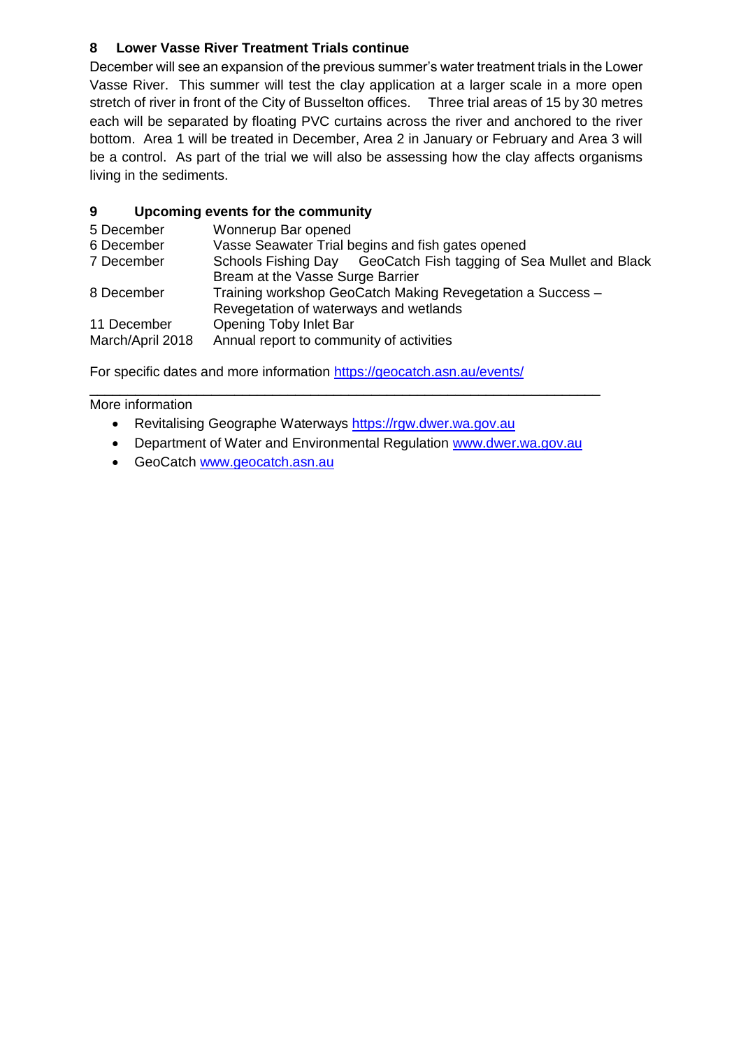## 8 Lower Vasse River Treatment Trials continue

December will see an expansion of the previous summer's water treatment trials in the Lower Vasse River. This summer will test the clay application at a larger scale in a more open stretch of river in front of the City of Busselton offices. Three trial areas of 15 by 30 metres each will be separated by floating PVC curtains across the river and anchored to the river bottom. Area 1 will be treated in December, Area 2 in January or February and Area 3 will be a control. As part of the trial we will also be assessing how the clay affects organisms living in the sediments.

## 9 Upcoming events for the community

| | |
|---|---|
| 5 December | Wonnerup Bar opened |
| 6 December | Vasse Seawater Trial begins and fish gates opened |
| 7 December | Schools Fishing Day GeoCatch Fish tagging of Sea Mullet and Black Bream at the Vasse Surge Barrier |
| 8 December | Training workshop GeoCatch Making Revegetation a Success – Revegetation of waterways and wetlands |
| 11 December | Opening Toby Inlet Bar |
| March/April 2018 | Annual report to community of activities |

For specific dates and more information https://geocatch.asn.au/events/

---

More information

- Revitalising Geographe Waterways https://rgw.dwer.wa.gov.au
- Department of Water and Environmental Regulation www.dwer.wa.gov.au
- GeoCatch www.geocatch.asn.au